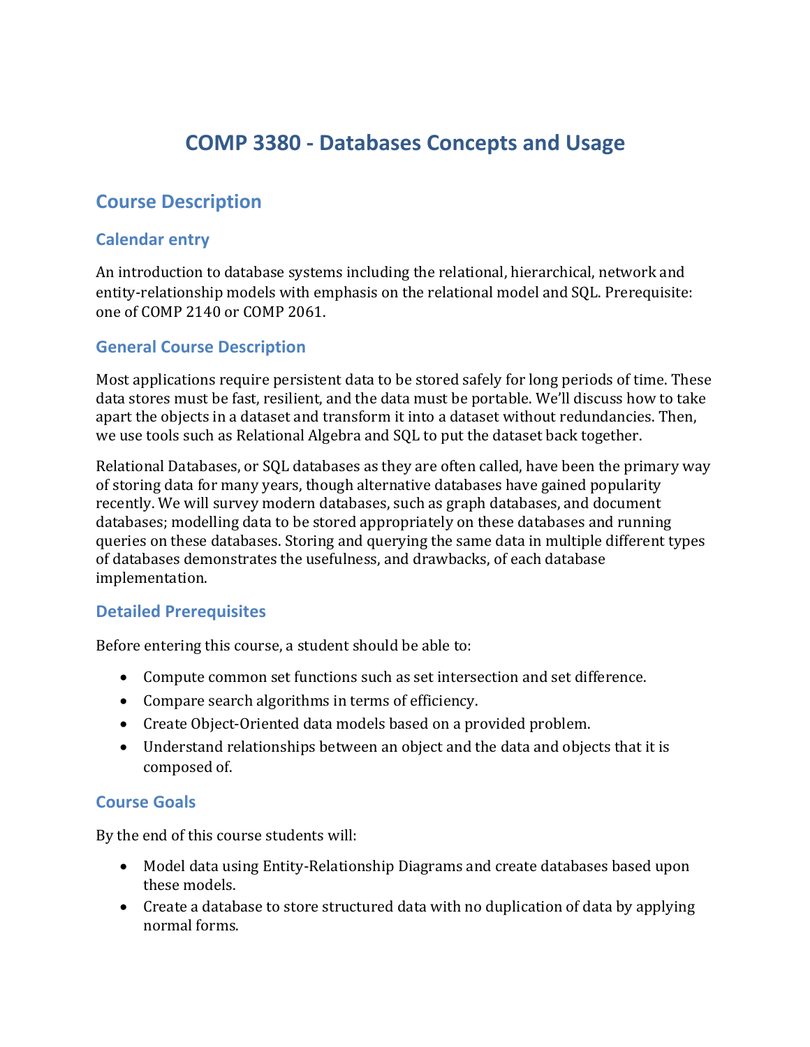# COMP 3380 - Databases Concepts and Usage

## Course Description

### Calendar entry

An introduction to database systems including the relational, hierarchical, network and entity-relationship models with emphasis on the relational model and SQL. Prerequisite: one of COMP 2140 or COMP 2061.

### General Course Description

Most applications require persistent data to be stored safely for long periods of time. These data stores must be fast, resilient, and the data must be portable. We'll discuss how to take apart the objects in a dataset and transform it into a dataset without redundancies. Then, we use tools such as Relational Algebra and SQL to put the dataset back together.

Relational Databases, or SQL databases as they are often called, have been the primary way of storing data for many years, though alternative databases have gained popularity recently. We will survey modern databases, such as graph databases, and document databases; modelling data to be stored appropriately on these databases and running queries on these databases. Storing and querying the same data in multiple different types of databases demonstrates the usefulness, and drawbacks, of each database implementation.

### Detailed Prerequisites

Before entering this course, a student should be able to:

- Compute common set functions such as set intersection and set difference.
- Compare search algorithms in terms of efficiency.
- Create Object-Oriented data models based on a provided problem.
- Understand relationships between an object and the data and objects that it is composed of.

### Course Goals

By the end of this course students will:

- Model data using Entity-Relationship Diagrams and create databases based upon these models.
- Create a database to store structured data with no duplication of data by applying normal forms.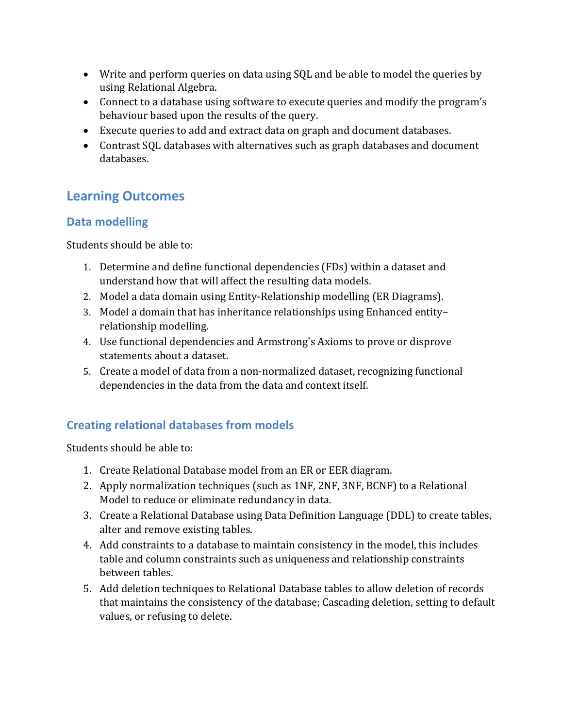- Write and perform queries on data using SQL and be able to model the queries by using Relational Algebra.
- Connect to a database using software to execute queries and modify the program's behaviour based upon the results of the query.
- Execute queries to add and extract data on graph and document databases.
- Contrast SQL databases with alternatives such as graph databases and document databases.

## Learning Outcomes

### Data modelling

Students should be able to:

1. Determine and define functional dependencies (FDs) within a dataset and understand how that will affect the resulting data models.
2. Model a data domain using Entity-Relationship modelling (ER Diagrams).
3. Model a domain that has inheritance relationships using Enhanced entity–relationship modelling.
4. Use functional dependencies and Armstrong's Axioms to prove or disprove statements about a dataset.
5. Create a model of data from a non-normalized dataset, recognizing functional dependencies in the data from the data and context itself.

### Creating relational databases from models

Students should be able to:

1. Create Relational Database model from an ER or EER diagram.
2. Apply normalization techniques (such as 1NF, 2NF, 3NF, BCNF) to a Relational Model to reduce or eliminate redundancy in data.
3. Create a Relational Database using Data Definition Language (DDL) to create tables, alter and remove existing tables.
4. Add constraints to a database to maintain consistency in the model, this includes table and column constraints such as uniqueness and relationship constraints between tables.
5. Add deletion techniques to Relational Database tables to allow deletion of records that maintains the consistency of the database; Cascading deletion, setting to default values, or refusing to delete.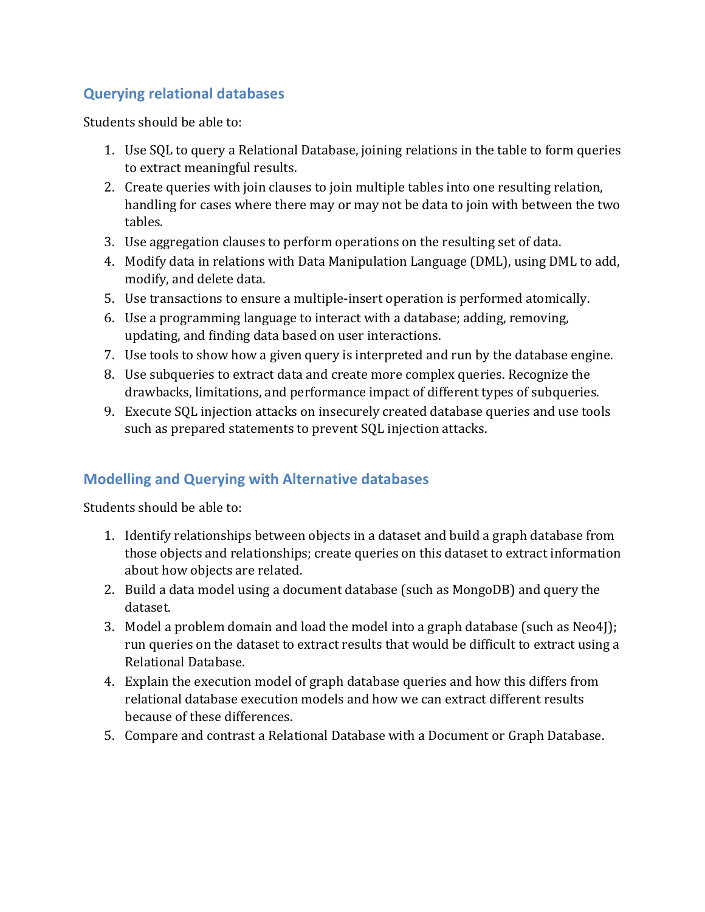## Querying relational databases

Students should be able to:

1. Use SQL to query a Relational Database, joining relations in the table to form queries to extract meaningful results.
2. Create queries with join clauses to join multiple tables into one resulting relation, handling for cases where there may or may not be data to join with between the two tables.
3. Use aggregation clauses to perform operations on the resulting set of data.
4. Modify data in relations with Data Manipulation Language (DML), using DML to add, modify, and delete data.
5. Use transactions to ensure a multiple-insert operation is performed atomically.
6. Use a programming language to interact with a database; adding, removing, updating, and finding data based on user interactions.
7. Use tools to show how a given query is interpreted and run by the database engine.
8. Use subqueries to extract data and create more complex queries. Recognize the drawbacks, limitations, and performance impact of different types of subqueries.
9. Execute SQL injection attacks on insecurely created database queries and use tools such as prepared statements to prevent SQL injection attacks.

## Modelling and Querying with Alternative databases

Students should be able to:

1. Identify relationships between objects in a dataset and build a graph database from those objects and relationships; create queries on this dataset to extract information about how objects are related.
2. Build a data model using a document database (such as MongoDB) and query the dataset.
3. Model a problem domain and load the model into a graph database (such as Neo4J); run queries on the dataset to extract results that would be difficult to extract using a Relational Database.
4. Explain the execution model of graph database queries and how this differs from relational database execution models and how we can extract different results because of these differences.
5. Compare and contrast a Relational Database with a Document or Graph Database.